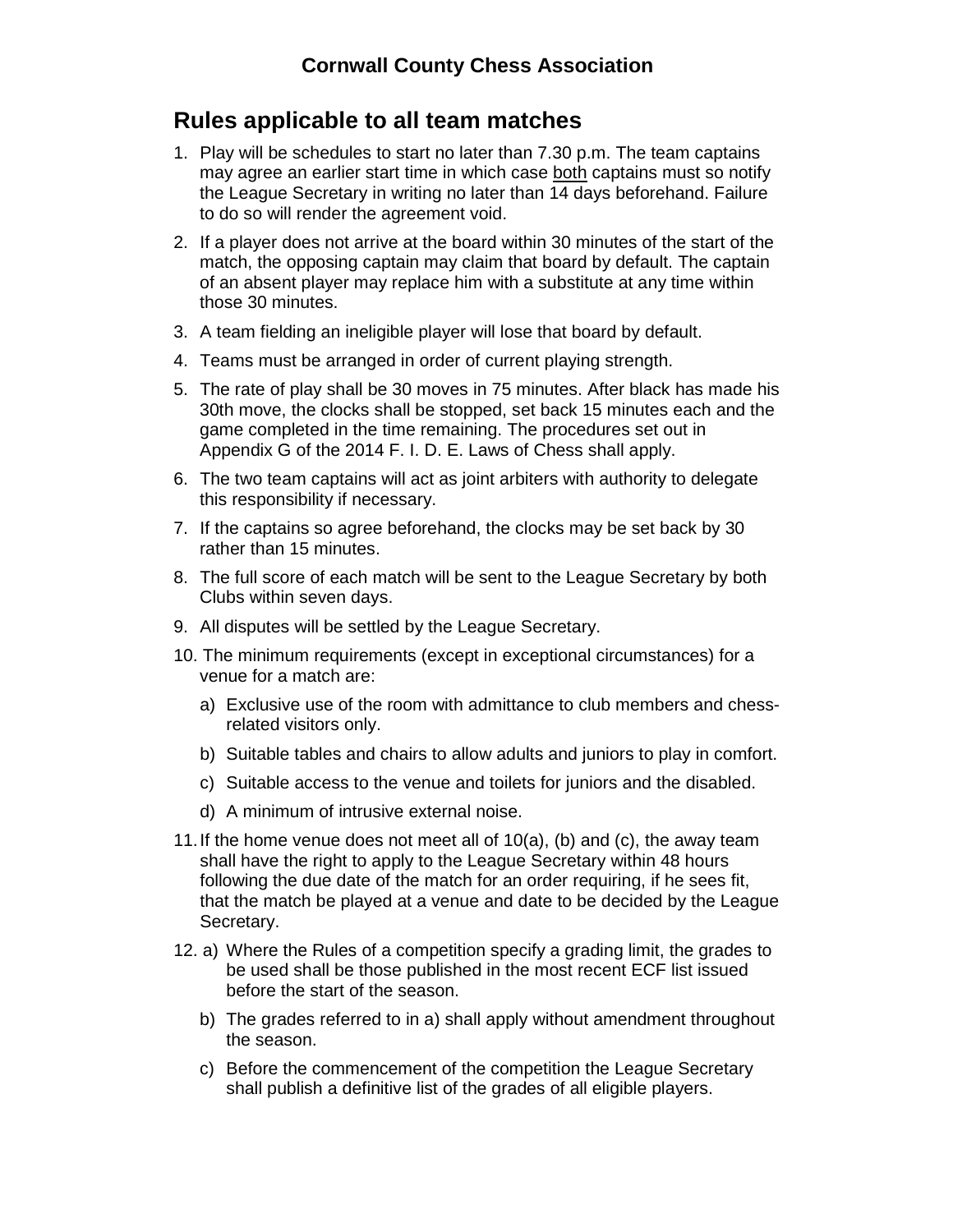# Cornwall County Chess Association

## Rules applicable to all team matches

1. Play will be schedules to start no later than 7.30 p.m. The team captains may agree an earlier start time in which case both captains must so notify the League Secretary in writing no later than 14 days beforehand. Failure to do so will render the agreement void.
2. If a player does not arrive at the board within 30 minutes of the start of the match, the opposing captain may claim that board by default. The captain of an absent player may replace him with a substitute at any time within those 30 minutes.
3. A team fielding an ineligible player will lose that board by default.
4. Teams must be arranged in order of current playing strength.
5. The rate of play shall be 30 moves in 75 minutes. After black has made his 30th move, the clocks shall be stopped, set back 15 minutes each and the game completed in the time remaining. The procedures set out in Appendix G of the 2014 F. I. D. E. Laws of Chess shall apply.
6. The two team captains will act as joint arbiters with authority to delegate this responsibility if necessary.
7. If the captains so agree beforehand, the clocks may be set back by 30 rather than 15 minutes.
8. The full score of each match will be sent to the League Secretary by both Clubs within seven days.
9. All disputes will be settled by the League Secretary.
10. The minimum requirements (except in exceptional circumstances) for a venue for a match are:
    a) Exclusive use of the room with admittance to club members and chess-related visitors only.
    b) Suitable tables and chairs to allow adults and juniors to play in comfort.
    c) Suitable access to the venue and toilets for juniors and the disabled.
    d) A minimum of intrusive external noise.
11. If the home venue does not meet all of 10(a), (b) and (c), the away team shall have the right to apply to the League Secretary within 48 hours following the due date of the match for an order requiring, if he sees fit, that the match be played at a venue and date to be decided by the League Secretary.
12. a) Where the Rules of a competition specify a grading limit, the grades to be used shall be those published in the most recent ECF list issued before the start of the season.
    b) The grades referred to in a) shall apply without amendment throughout the season.
    c) Before the commencement of the competition the League Secretary shall publish a definitive list of the grades of all eligible players.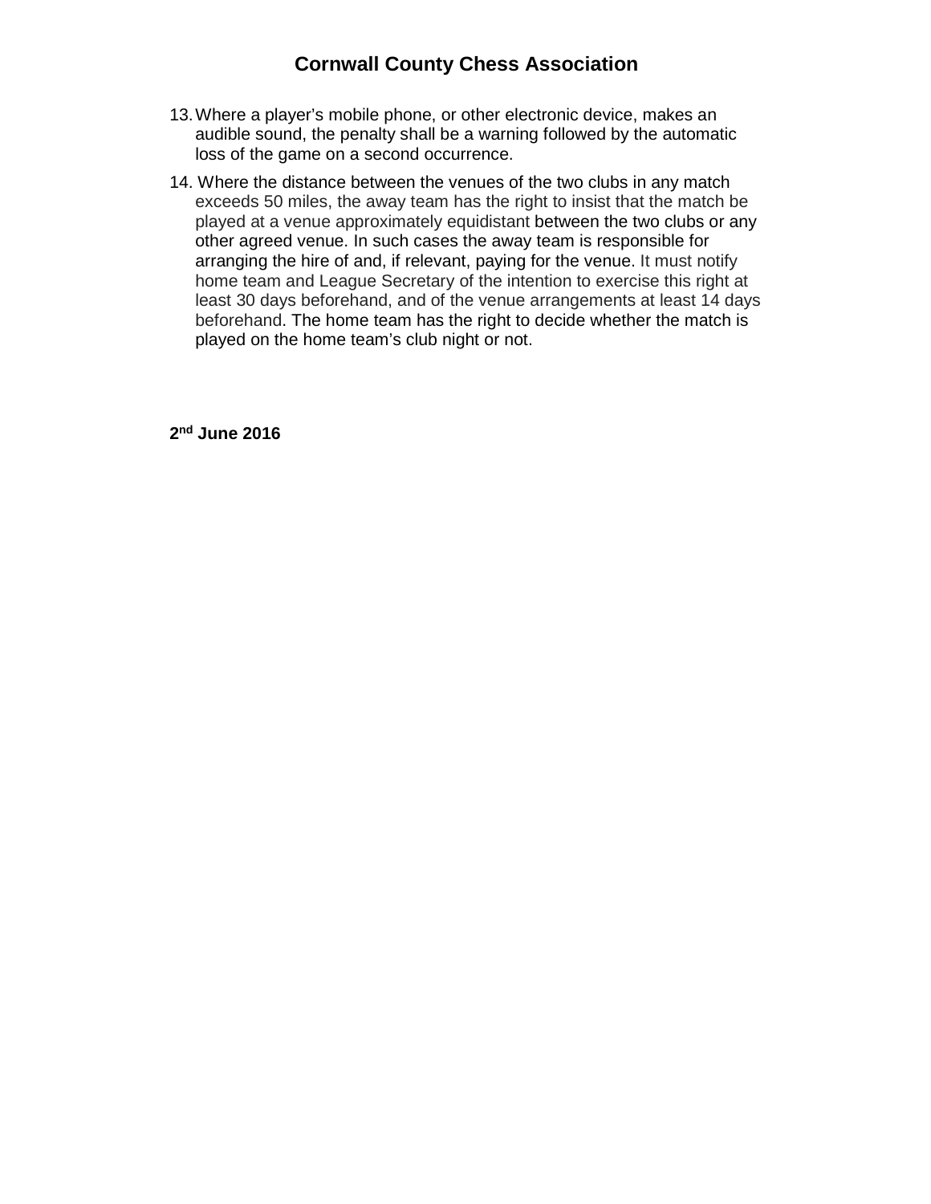# Cornwall County Chess Association

13. Where a player's mobile phone, or other electronic device, makes an audible sound, the penalty shall be a warning followed by the automatic loss of the game on a second occurrence.

14. Where the distance between the venues of the two clubs in any match exceeds 50 miles, the away team has the right to insist that the match be played at a venue approximately equidistant between the two clubs or any other agreed venue. In such cases the away team is responsible for arranging the hire of and, if relevant, paying for the venue. It must notify home team and League Secretary of the intention to exercise this right at least 30 days beforehand, and of the venue arrangements at least 14 days beforehand. The home team has the right to decide whether the match is played on the home team's club night or not.

**2nd June 2016**